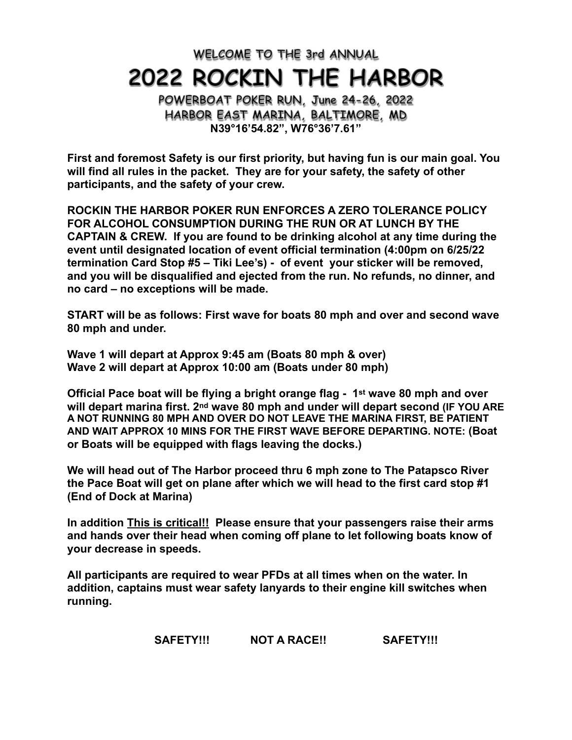# WELCOME TO THE 3rd ANNUAL

# 2022 ROCKIN THE HARBOR

## POWERBOAT POKER RUN, June 24-26, 2022
## HARBOR EAST MARINA, BALTIMORE, MD

**N39°16'54.82", W76°36'7.61"**

**First and foremost Safety is our first priority, but having fun is our main goal. You will find all rules in the packet. They are for your safety, the safety of other participants, and the safety of your crew.**

**ROCKIN THE HARBOR POKER RUN ENFORCES A ZERO TOLERANCE POLICY FOR ALCOHOL CONSUMPTION DURING THE RUN OR AT LUNCH BY THE CAPTAIN & CREW. If you are found to be drinking alcohol at any time during the event until designated location of event official termination (4:00pm on 6/25/22 termination Card Stop #5 – Tiki Lee's) - of event your sticker will be removed, and you will be disqualified and ejected from the run. No refunds, no dinner, and no card – no exceptions will be made.**

**START will be as follows: First wave for boats 80 mph and over and second wave 80 mph and under.**

**Wave 1 will depart at Approx 9:45 am (Boats 80 mph & over)**
**Wave 2 will depart at Approx 10:00 am (Boats under 80 mph)**

**Official Pace boat will be flying a bright orange flag - 1st wave 80 mph and over will depart marina first. 2nd wave 80 mph and under will depart second (IF YOU ARE A NOT RUNNING 80 MPH AND OVER DO NOT LEAVE THE MARINA FIRST, BE PATIENT AND WAIT APPROX 10 MINS FOR THE FIRST WAVE BEFORE DEPARTING. NOTE: (Boat or Boats will be equipped with flags leaving the docks.)**

**We will head out of The Harbor proceed thru 6 mph zone to The Patapsco River the Pace Boat will get on plane after which we will head to the first card stop #1 (End of Dock at Marina)**

**In addition <u>This is critical!!</u> Please ensure that your passengers raise their arms and hands over their head when coming off plane to let following boats know of your decrease in speeds.**

**All participants are required to wear PFDs at all times when on the water. In addition, captains must wear safety lanyards to their engine kill switches when running.**

**SAFETY!!! NOT A RACE!! SAFETY!!!**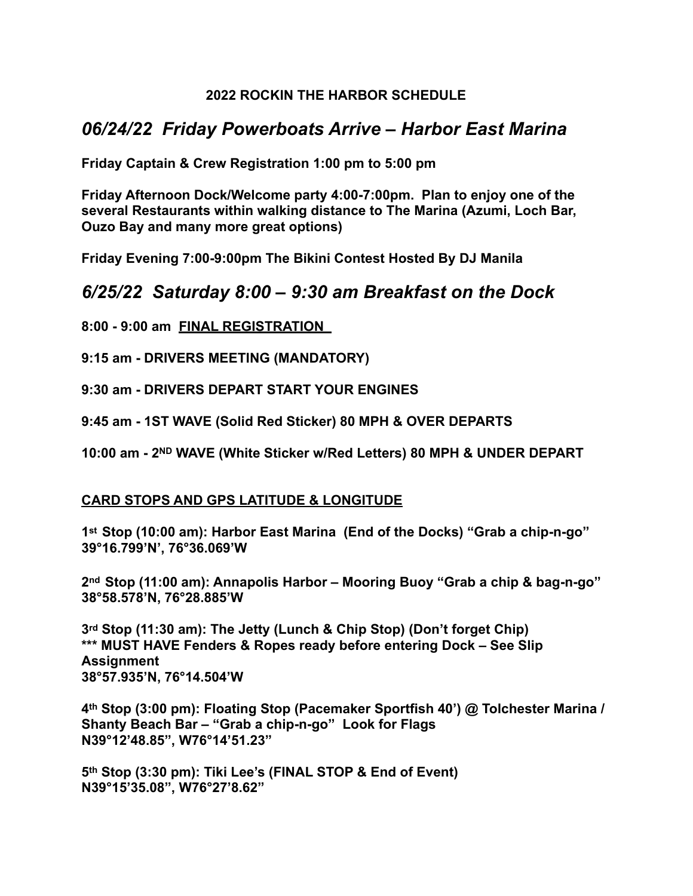**2022 ROCKIN THE HARBOR SCHEDULE**

## *06/24/22  Friday Powerboats Arrive – Harbor East Marina*

**Friday Captain & Crew Registration 1:00 pm to 5:00 pm**

**Friday Afternoon Dock/Welcome party 4:00-7:00pm.  Plan to enjoy one of the several Restaurants within walking distance to The Marina (Azumi, Loch Bar, Ouzo Bay and many more great options)**

**Friday Evening 7:00-9:00pm The Bikini Contest Hosted By DJ Manila**

## *6/25/22  Saturday 8:00 – 9:30 am Breakfast on the Dock*

**8:00 - 9:00 am  <u>FINAL REGISTRATION</u>**

**9:15 am - DRIVERS MEETING (MANDATORY)**

**9:30 am - DRIVERS DEPART START YOUR ENGINES**

**9:45 am - 1ST WAVE (Solid Red Sticker) 80 MPH & OVER DEPARTS**

**10:00 am - 2ND WAVE (White Sticker w/Red Letters) 80 MPH & UNDER DEPART**

**<u>CARD STOPS AND GPS LATITUDE & LONGITUDE</u>**

**1st Stop (10:00 am): Harbor East Marina  (End of the Docks) "Grab a chip-n-go"**
**39°16.799'N', 76°36.069'W**

**2nd Stop (11:00 am): Annapolis Harbor – Mooring Buoy "Grab a chip & bag-n-go"**
**38°58.578'N, 76°28.885'W**

**3rd Stop (11:30 am): The Jetty (Lunch & Chip Stop) (Don't forget Chip)**
**\*\*\* MUST HAVE Fenders & Ropes ready before entering Dock – See Slip Assignment**
**38°57.935'N, 76°14.504'W**

**4th Stop (3:00 pm): Floating Stop (Pacemaker Sportfish 40') @ Tolchester Marina / Shanty Beach Bar – "Grab a chip-n-go"  Look for Flags**
**N39°12'48.85", W76°14'51.23"**

**5th Stop (3:30 pm): Tiki Lee's (FINAL STOP & End of Event)**
**N39°15'35.08", W76°27'8.62"**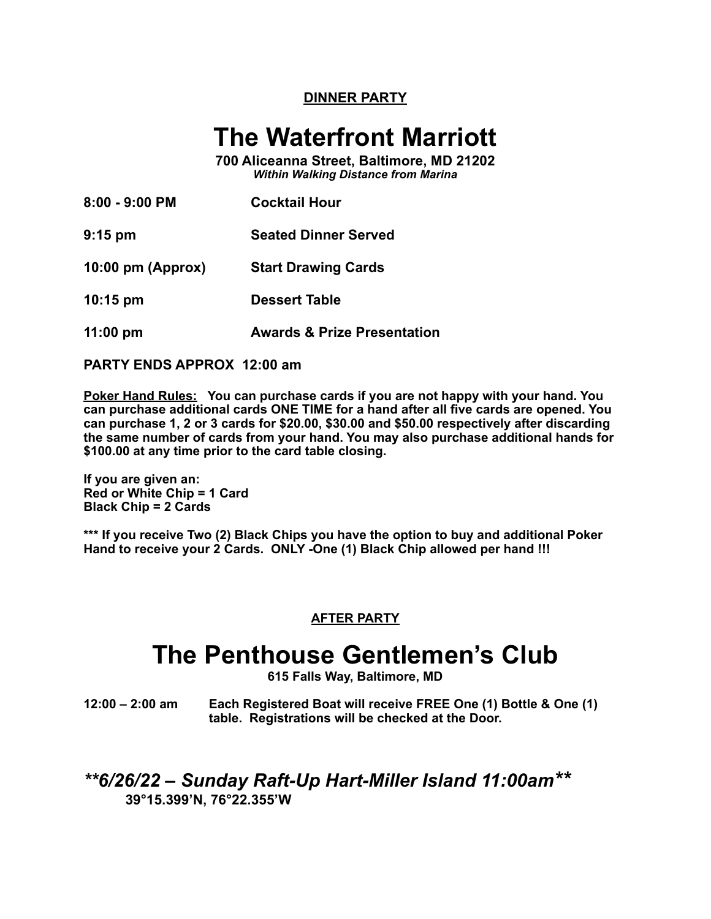**DINNER PARTY**

# The Waterfront Marriott

**700 Aliceanna Street, Baltimore, MD 21202**
***Within Walking Distance from Marina***

| | |
|---|---|
| **8:00 - 9:00 PM** | **Cocktail Hour** |
| **9:15 pm** | **Seated Dinner Served** |
| **10:00 pm (Approx)** | **Start Drawing Cards** |
| **10:15 pm** | **Dessert Table** |
| **11:00 pm** | **Awards & Prize Presentation** |

**PARTY ENDS APPROX 12:00 am**

**Poker Hand Rules: You can purchase cards if you are not happy with your hand. You can purchase additional cards ONE TIME for a hand after all five cards are opened. You can purchase 1, 2 or 3 cards for $20.00, $30.00 and $50.00 respectively after discarding the same number of cards from your hand. You may also purchase additional hands for $100.00 at any time prior to the card table closing.**

**If you are given an:**
**Red or White Chip = 1 Card**
**Black Chip = 2 Cards**

**\*\*\* If you receive Two (2) Black Chips you have the option to buy and additional Poker Hand to receive your 2 Cards. ONLY -One (1) Black Chip allowed per hand !!!**

**AFTER PARTY**

# The Penthouse Gentlemen's Club

**615 Falls Way, Baltimore, MD**

**12:00 – 2:00 am** **Each Registered Boat will receive FREE One (1) Bottle & One (1) table. Registrations will be checked at the Door.**

## ***\*\*6/26/22 – Sunday Raft-Up Hart-Miller Island 11:00am\*\****

**39°15.399'N, 76°22.355'W**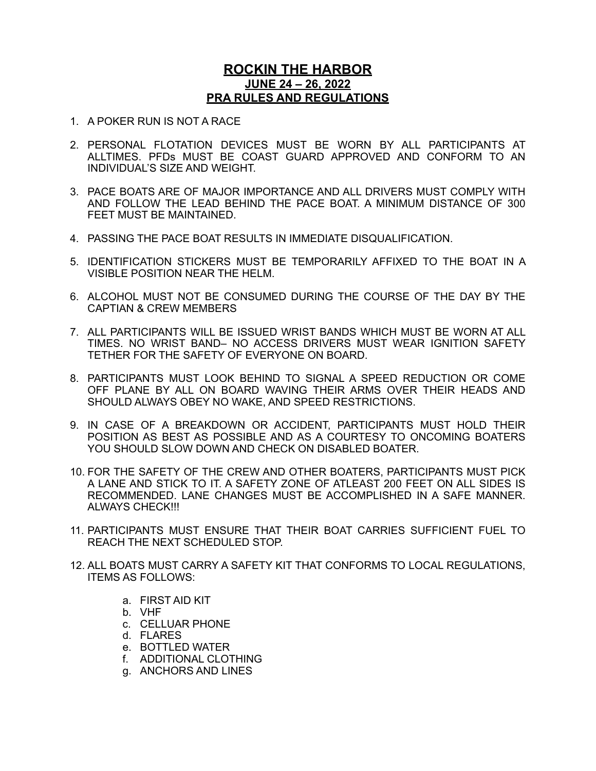# ROCKIN THE HARBOR

## JUNE 24 – 26, 2022

## PRA RULES AND REGULATIONS

1. A POKER RUN IS NOT A RACE
2. PERSONAL FLOTATION DEVICES MUST BE WORN BY ALL PARTICIPANTS AT ALLTIMES. PFDs MUST BE COAST GUARD APPROVED AND CONFORM TO AN INDIVIDUAL'S SIZE AND WEIGHT.
3. PACE BOATS ARE OF MAJOR IMPORTANCE AND ALL DRIVERS MUST COMPLY WITH AND FOLLOW THE LEAD BEHIND THE PACE BOAT. A MINIMUM DISTANCE OF 300 FEET MUST BE MAINTAINED.
4. PASSING THE PACE BOAT RESULTS IN IMMEDIATE DISQUALIFICATION.
5. IDENTIFICATION STICKERS MUST BE TEMPORARILY AFFIXED TO THE BOAT IN A VISIBLE POSITION NEAR THE HELM.
6. ALCOHOL MUST NOT BE CONSUMED DURING THE COURSE OF THE DAY BY THE CAPTIAN & CREW MEMBERS
7. ALL PARTICIPANTS WILL BE ISSUED WRIST BANDS WHICH MUST BE WORN AT ALL TIMES. NO WRIST BAND– NO ACCESS DRIVERS MUST WEAR IGNITION SAFETY TETHER FOR THE SAFETY OF EVERYONE ON BOARD.
8. PARTICIPANTS MUST LOOK BEHIND TO SIGNAL A SPEED REDUCTION OR COME OFF PLANE BY ALL ON BOARD WAVING THEIR ARMS OVER THEIR HEADS AND SHOULD ALWAYS OBEY NO WAKE, AND SPEED RESTRICTIONS.
9. IN CASE OF A BREAKDOWN OR ACCIDENT, PARTICIPANTS MUST HOLD THEIR POSITION AS BEST AS POSSIBLE AND AS A COURTESY TO ONCOMING BOATERS YOU SHOULD SLOW DOWN AND CHECK ON DISABLED BOATER.
10. FOR THE SAFETY OF THE CREW AND OTHER BOATERS, PARTICIPANTS MUST PICK A LANE AND STICK TO IT. A SAFETY ZONE OF ATLEAST 200 FEET ON ALL SIDES IS RECOMMENDED. LANE CHANGES MUST BE ACCOMPLISHED IN A SAFE MANNER. ALWAYS CHECK!!!
11. PARTICIPANTS MUST ENSURE THAT THEIR BOAT CARRIES SUFFICIENT FUEL TO REACH THE NEXT SCHEDULED STOP.
12. ALL BOATS MUST CARRY A SAFETY KIT THAT CONFORMS TO LOCAL REGULATIONS, ITEMS AS FOLLOWS:
    a. FIRST AID KIT
    b. VHF
    c. CELLUAR PHONE
    d. FLARES
    e. BOTTLED WATER
    f. ADDITIONAL CLOTHING
    g. ANCHORS AND LINES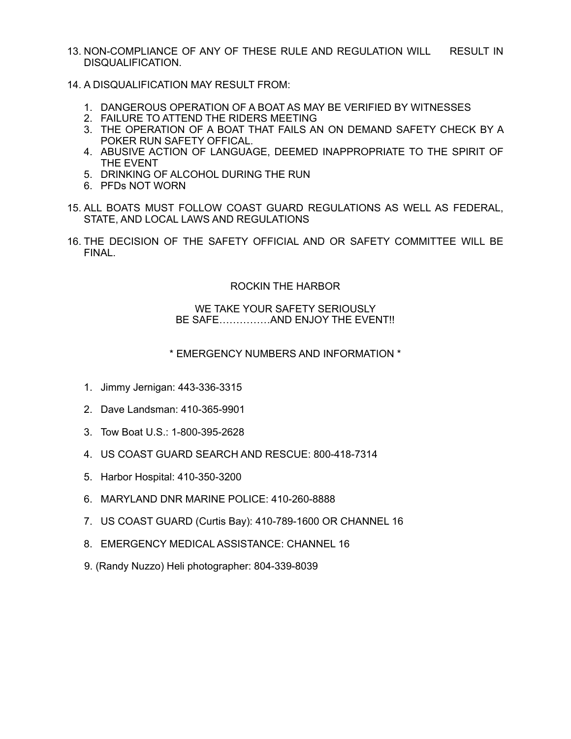13. NON-COMPLIANCE OF ANY OF THESE RULE AND REGULATION WILL RESULT IN DISQUALIFICATION.

14. A DISQUALIFICATION MAY RESULT FROM:

    1. DANGEROUS OPERATION OF A BOAT AS MAY BE VERIFIED BY WITNESSES
    2. FAILURE TO ATTEND THE RIDERS MEETING
    3. THE OPERATION OF A BOAT THAT FAILS AN ON DEMAND SAFETY CHECK BY A POKER RUN SAFETY OFFICAL.
    4. ABUSIVE ACTION OF LANGUAGE, DEEMED INAPPROPRIATE TO THE SPIRIT OF THE EVENT
    5. DRINKING OF ALCOHOL DURING THE RUN
    6. PFDs NOT WORN

15. ALL BOATS MUST FOLLOW COAST GUARD REGULATIONS AS WELL AS FEDERAL, STATE, AND LOCAL LAWS AND REGULATIONS

16. THE DECISION OF THE SAFETY OFFICIAL AND OR SAFETY COMMITTEE WILL BE FINAL.

ROCKIN THE HARBOR

WE TAKE YOUR SAFETY SERIOUSLY
BE SAFE……………AND ENJOY THE EVENT!!

* EMERGENCY NUMBERS AND INFORMATION *

1. Jimmy Jernigan: 443-336-3315

2. Dave Landsman: 410-365-9901

3. Tow Boat U.S.: 1-800-395-2628

4. US COAST GUARD SEARCH AND RESCUE: 800-418-7314

5. Harbor Hospital: 410-350-3200

6. MARYLAND DNR MARINE POLICE: 410-260-8888

7. US COAST GUARD (Curtis Bay): 410-789-1600 OR CHANNEL 16

8. EMERGENCY MEDICAL ASSISTANCE: CHANNEL 16

9. (Randy Nuzzo) Heli photographer: 804-339-8039